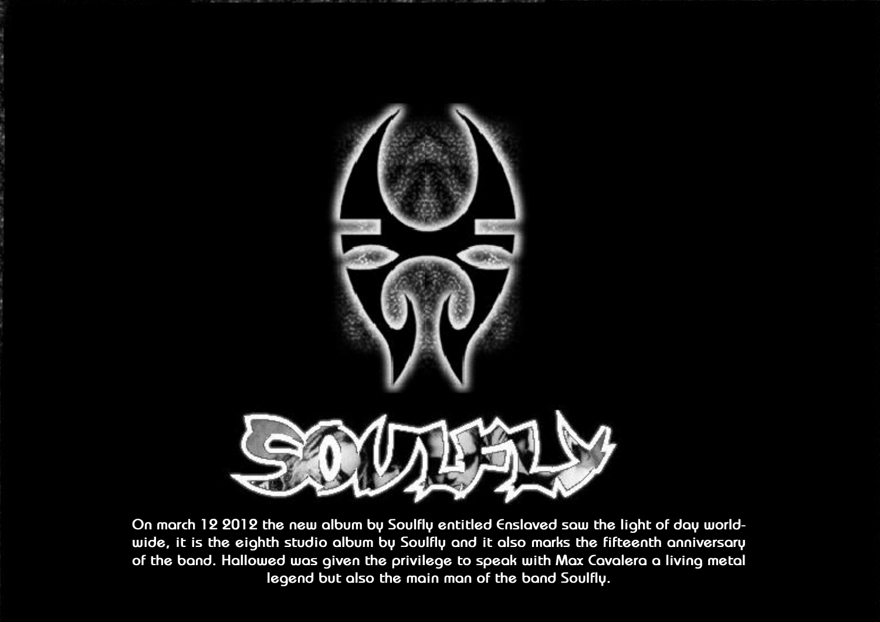# SOULFLY

On march 12 2012 the new album by Soulfly entitled Enslaved saw the light of day world-wide, it is the eighth studio album by Soulfly and it also marks the fifteenth anniversary of the band. Hallowed was given the privilege to speak with Max Cavalera a living metal legend but also the main man of the band Soulfly.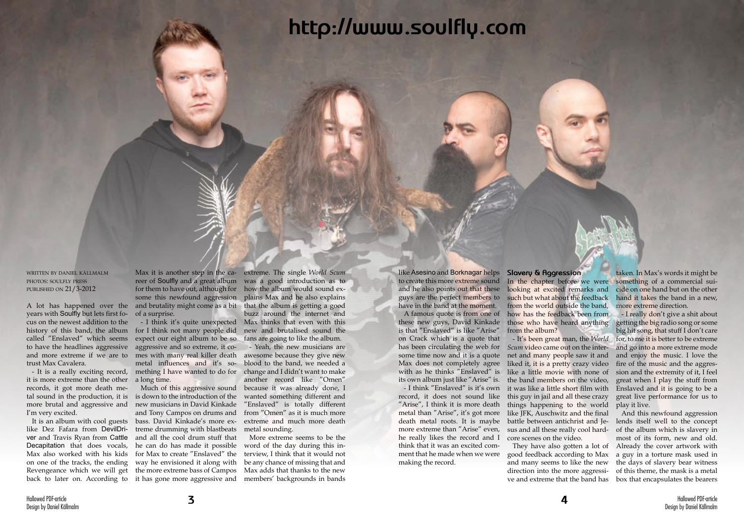# http://www.soulfly.com

WRITTEN BY DANIEL KÄLLMALM
PHOTOS: SOULFLY PRESS
PUBLISHED ON 21/3-2012

A lot has happened over the years with Soulfly but lets first focus on the newest addition to the history of this band, the album called "Enslaved" which seems to have the headlines aggressive and more extreme if we are to trust Max Cavalera.

- It is a really exciting record, it is more extreme than the other records, it got more death metal sound in the production, it is more brutal and aggressive and I'm very excited.

It is an album with cool guests like Dez Fafara from DevilDriver and Travis Ryan from Cattle Decapitation that does vocals, Max also worked with his kids on one of the tracks, the ending Revengeance which we will get back to later on. According to Max it is another step in the career of Soulfly and a great album for them to have out, although for some this newfound aggression and brutality might come as a bit of a surprise.

- I think it's quite unexpected for I think not many people did expect our eight album to be so aggressive and so extreme, it comes with many real killer death metal influences and it's something I have wanted to do for a long time.

Much of this aggressive sound is down to the introduction of the new musicians in David Kinkade and Tony Campos on drums and bass. David Kinkade's more extreme drumming with blastbeats and all the cool drum stuff that he can do has made it possible for Max to create "Enslaved" the way he envisioned it along with the more extreme bass of Campos it has gone more aggressive and extreme. The single *World Scum* was a good introduction as to how the album would sound explains Max and he also explains that the album is getting a good buzz around the internet and Max thinks that even with this new and brutalised sound the fans are going to like the album.

- Yeah, the new musicians are awesome because they give new blood to the band, we needed a change and I didn't want to make another record like "Omen" because it was already done, I wanted something different and "Enslaved" is totally different from "Omen" as it is much more extreme and much more death metal sounding.

More extreme seems to be the word of the day during this interview, I think that it would not be any chance of missing that and Max adds that thanks to the new members' backgrounds in bands like Asesino and Borknagar helps to create this more extreme sound and he also points out that these guys are the perfect members to have in the band at the moment.

A famous quote is from one of these new guys, David Kinkade is that "Enslaved" is like "Arise" on Crack which is a quote that has been circulating the web for some time now and it is a quote Max does not completely agree with as he thinks "Enslaved" is its own album just like "Arise" is.

- I think "Enslaved" is it's own record, it does not sound like "Arise", I think it is more death metal than "Arise", it's got more death metal roots. It is maybe more extreme than "Arise" even, he really likes the record and I think that it was an excited comment that he made when we were making the record.

## Slavery & Aggression

In the chapter before we were looking at excited remarks and such but what about the feedback from the world outside the band, how has the feedback been from those who have heard anything from the album?

- It's been great man, the *World Scum* video came out on the internet and many people saw it and liked it, it is a pretty crazy video like a little movie with none of the band members on the video, it was like a little short film with this guy in jail and all these crazy things happening to the world like JFK, Auschwitz and the final battle between antichrist and Jesus and all these really cool hardcore scenes on the video.

They have also gotten a lot of good feedback according to Max and many seems to like the new direction into the more aggressive and extreme that the band has taken. In Max's words it might be something of a commercial suicide on one hand but on the other hand it takes the band in a new, more extreme direction.

- I really don't give a shit about getting the big radio song or some big hit song, that stuff I don't care for, to me it is better to be extreme and go into a more extreme mode and enjoy the music. I love the fire of the music and the aggression and the extremity of it, I feel great when I play the stuff from Enslaved and it is going to be a great live performance for us to play it live.

And this newfound aggression lends itself well to the concept of the album which is slavery in most of its form, new and old. Already the cover artwork with a guy in a torture mask used in the days of slavery bear witness of this theme, the mask is a metal box that encapsulates the bearers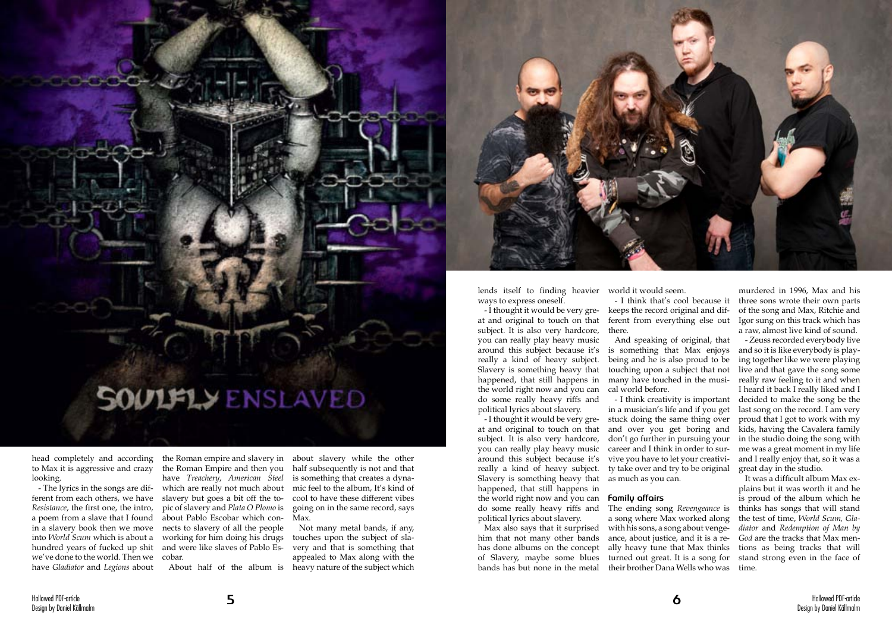head completely and according to Max it is aggressive and crazy looking.

- The lyrics in the songs are different from each others, we have *Resistance*, the first one, the intro, a poem from a slave that I found in a slavery book then we move into *World Scum* which is about a hundred years of fucked up shit we've done to the world. Then we have *Gladiator* and *Legions* about the Roman empire and slavery in the Roman Empire and then you have *Treachery*, *American Steel* which are really not much about slavery but goes a bit off the topic of slavery and *Plata O Plomo* is about Pablo Escobar which connects to slavery of all the people working for him doing his drugs and were like slaves of Pablo Escobar.

About half of the album is about slavery while the other half subsequently is not and that is something that creates a dynamic feel to the album, It's kind of cool to have these different vibes going on in the same record, says Max.

Not many metal bands, if any, touches upon the subject of slavery and that is something that appealed to Max along with the heavy nature of the subject which lends itself to finding heavier ways to express oneself.

- I thought it would be very great and original to touch on that subject. It is also very hardcore, you can really play heavy music around this subject because it's really a kind of heavy subject. Slavery is something heavy that happened, that still happens in the world right now and you can do some really heavy riffs and political lyrics about slavery.

- I thought it would be very great and original to touch on that subject. It is also very hardcore, you can really play heavy music around this subject because it's really a kind of heavy subject. Slavery is something heavy that happened, that still happens in the world right now and you can do some really heavy riffs and political lyrics about slavery.

Max also says that it surprised him that not many other bands has done albums on the concept of Slavery, maybe some blues bands has but none in the metal world it would seem.

- I think that's cool because it keeps the record original and different from everything else out there.

And speaking of original, that is something that Max enjoys being and he is also proud to be touching upon a subject that not many have touched in the musical world before.

- I think creativity is important in a musician's life and if you get stuck doing the same thing over and over you get boring and don't go further in pursuing your career and I think in order to survive you have to let your creativity take over and try to be original as much as you can.

## Family affairs

The ending song *Revengeance* is a song where Max worked along with his sons, a song about vengeance, about justice, and it is a really heavy tune that Max thinks turned out great. It is a song for their brother Dana Wells who was murdered in 1996, Max and his three sons wrote their own parts of the song and Max, Ritchie and Igor sung on this track which has a raw, almost live kind of sound.

- Zeuss recorded everybody live and so it is like everybody is playing together like we were playing live and that gave the song some really raw feeling to it and when I heard it back I really liked and I decided to make the song be the last song on the record. I am very proud that I got to work with my kids, having the Cavalera family in the studio doing the song with me was a great moment in my life and I really enjoy that, so it was a great day in the studio.

It was a difficult album Max explains but it was worth it and he is proud of the album which he thinks has songs that will stand the test of time, *World Scum, Gladiator* and *Redemption of Man by God* are the tracks that Max mentions as being tracks that will stand strong even in the face of time.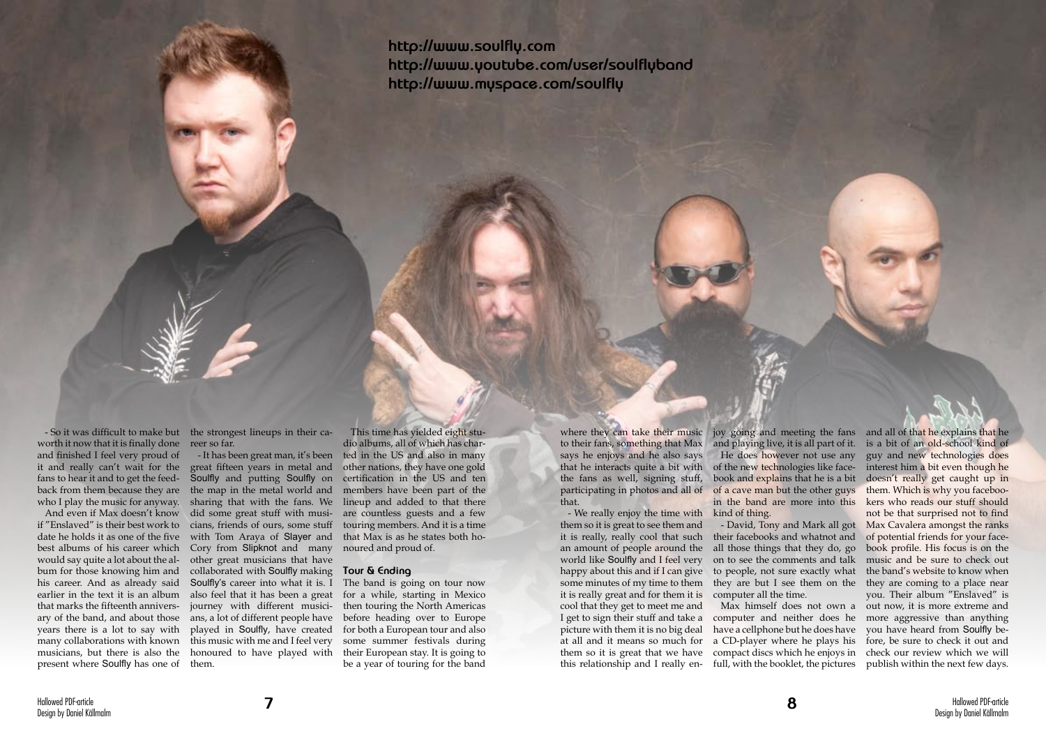http://www.soulfly.com
http://www.youtube.com/user/soulflyband
http://www.myspace.com/soulfly

- So it was difficult to make but worth it now that it is finally done and finished I feel very proud of it and really can't wait for the fans to hear it and to get the feedback from them because they are who I play the music for anyway.

And even if Max doesn't know if "Enslaved" is their best work to date he holds it as one of the five best albums of his career which would say quite a lot about the album for those knowing him and his career. And as already said earlier in the text it is an album that marks the fifteenth anniversary of the band, and about those years there is a lot to say with many collaborations with known musicians, but there is also the present where Soulfly has one of the strongest lineups in their career so far.

- It has been great man, it's been great fifteen years in metal and Soulfly and putting Soulfly on the map in the metal world and sharing that with the fans. We did some great stuff with musicians, friends of ours, some stuff with Tom Araya of Slayer and Cory from Slipknot and many other great musicians that have collaborated with Soulfly making Soulfly's career into what it is. I also feel that it has been a great journey with different musicians, a lot of different people have played in Soulfly, have created this music with me and I feel very honoured to have played with them.

This time has yielded eight studio albums, all of which has charted in the US and also in many other nations, they have one gold certification in the US and ten members have been part of the lineup and added to that there are countless guests and a few touring members. And it is a time that Max is as he states both honoured and proud of.

## Tour & Ending

The band is going on tour now for a while, starting in Mexico then touring the North Americas before heading over to Europe for both a European tour and also some summer festivals during their European stay. It is going to be a year of touring for the band where they can take their music to their fans, something that Max says he enjoys and he also says that he interacts quite a bit with the fans as well, signing stuff, participating in photos and all of that.

- We really enjoy the time with them so it is great to see them and it is really, really cool that such an amount of people around the world like Soulfly and I feel very happy about this and if I can give some minutes of my time to them it is really great and for them it is cool that they get to meet me and I get to sign their stuff and take a picture with them it is no big deal at all and it means so much for them so it is great that we have this relationship and I really enjoy going and meeting the fans and playing live, it is all part of it.

He does however not use any of the new technologies like facebook and explains that he is a bit of a cave man but the other guys in the band are more into this kind of thing.

- David, Tony and Mark all got their facebooks and whatnot and all those things that they do, go on to see the comments and talk to people, not sure exactly what they are but I see them on the computer all the time.

Max himself does not own a computer and neither does he have a cellphone but he does have a CD-player where he plays his compact discs which he enjoys in full, with the booklet, the pictures and all of that he explains that he is a bit of an old-school kind of guy and new technologies does interest him a bit even though he doesn't really get caught up in them. Which is why you facebookers who reads our stuff should not be that surprised not to find Max Cavalera amongst the ranks of potential friends for your facebook profile. His focus is on the music and be sure to check out the band's website to know when they are coming to a place near you. Their album "Enslaved" is out now, it is more extreme and more aggressive than anything you have heard from Soulfly before, be sure to check it out and check our review which we will publish within the next few days.